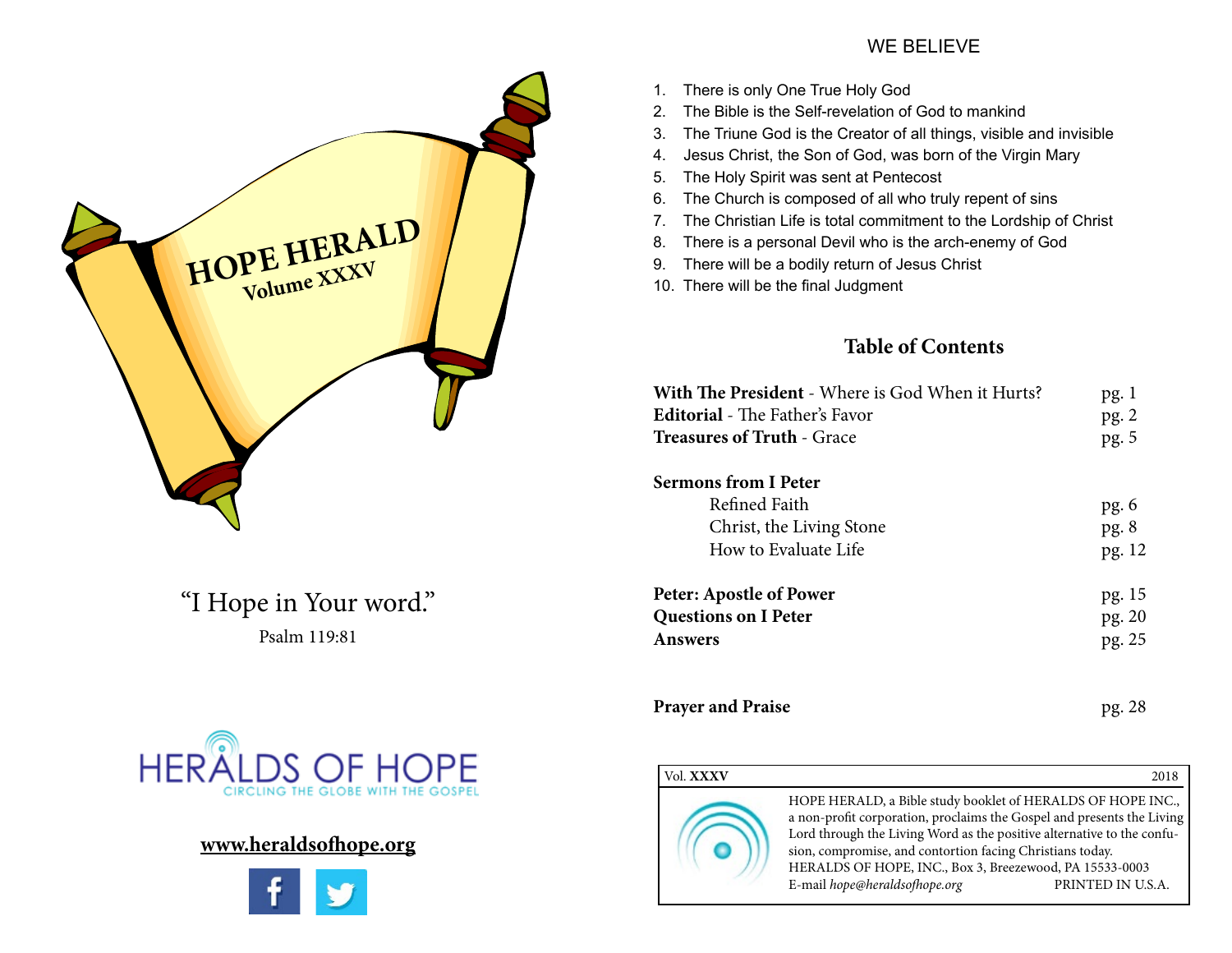# HOPE HERALD
## Volume XXXV

"I Hope in Your word."

Psalm 119:81

HERALDS OF HOPE

CIRCLING THE GLOBE WITH THE GOSPEL

**www.heraldsofhope.org**

## WE BELIEVE

1. There is only One True Holy God
2. The Bible is the Self-revelation of God to mankind
3. The Triune God is the Creator of all things, visible and invisible
4. Jesus Christ, the Son of God, was born of the Virgin Mary
5. The Holy Spirit was sent at Pentecost
6. The Church is composed of all who truly repent of sins
7. The Christian Life is total commitment to the Lordship of Christ
8. There is a personal Devil who is the arch-enemy of God
9. There will be a bodily return of Jesus Christ
10. There will be the final Judgment

## Table of Contents

| | |
|---|---|
| **With The President** - Where is God When it Hurts? | pg. 1 |
| **Editorial** - The Father's Favor | pg. 2 |
| **Treasures of Truth** - Grace | pg. 5 |
| **Sermons from I Peter** | |
| Refined Faith | pg. 6 |
| Christ, the Living Stone | pg. 8 |
| How to Evaluate Life | pg. 12 |
| **Peter: Apostle of Power** | pg. 15 |
| **Questions on I Peter** | pg. 20 |
| **Answers** | pg. 25 |
| **Prayer and Praise** | pg. 28 |

Vol. **XXXV** 2018

HOPE HERALD, a Bible study booklet of HERALDS OF HOPE INC., a non-profit corporation, proclaims the Gospel and presents the Living Lord through the Living Word as the positive alternative to the confusion, compromise, and contortion facing Christians today.
HERALDS OF HOPE, INC., Box 3, Breezewood, PA 15533-0003
E-mail *hope@heraldsofhope.org* PRINTED IN U.S.A.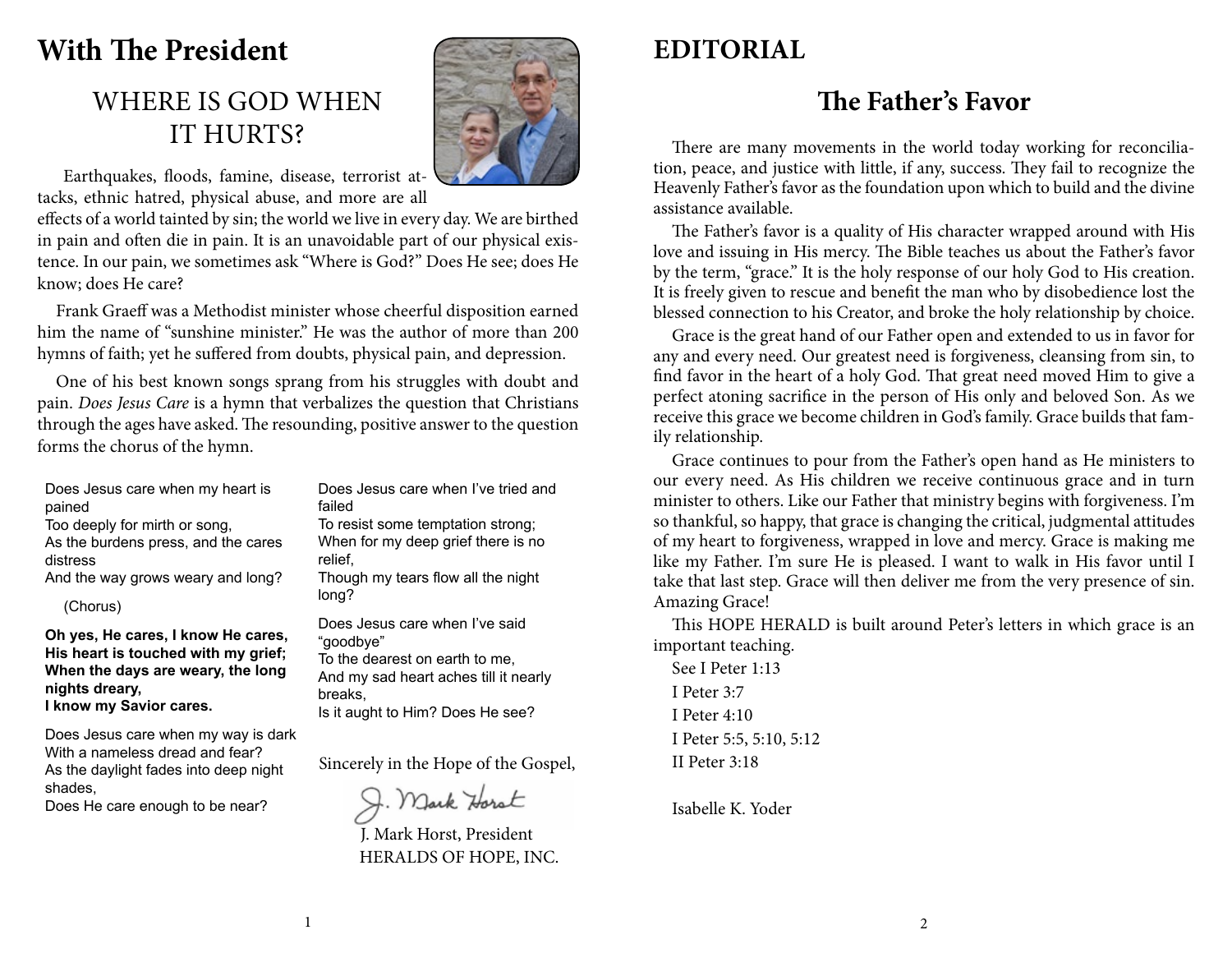# With The President

## WHERE IS GOD WHEN IT HURTS?

Earthquakes, floods, famine, disease, terrorist attacks, ethnic hatred, physical abuse, and more are all effects of a world tainted by sin; the world we live in every day. We are birthed in pain and often die in pain. It is an unavoidable part of our physical existence. In our pain, we sometimes ask "Where is God?" Does He see; does He know; does He care?

Frank Graeff was a Methodist minister whose cheerful disposition earned him the name of "sunshine minister." He was the author of more than 200 hymns of faith; yet he suffered from doubts, physical pain, and depression.

One of his best known songs sprang from his struggles with doubt and pain. *Does Jesus Care* is a hymn that verbalizes the question that Christians through the ages have asked. The resounding, positive answer to the question forms the chorus of the hymn.

Does Jesus care when my heart is pained
Too deeply for mirth or song,
As the burdens press, and the cares distress
And the way grows weary and long?

(Chorus)

**Oh yes, He cares, I know He cares,**
**His heart is touched with my grief;**
**When the days are weary, the long nights dreary,**
**I know my Savior cares.**

Does Jesus care when my way is dark
With a nameless dread and fear?
As the daylight fades into deep night shades,
Does He care enough to be near?

Does Jesus care when I've tried and failed
To resist some temptation strong;
When for my deep grief there is no relief,
Though my tears flow all the night long?

Does Jesus care when I've said "goodbye"
To the dearest on earth to me,
And my sad heart aches till it nearly breaks,
Is it aught to Him? Does He see?

Sincerely in the Hope of the Gospel,

J. Mark Horst

J. Mark Horst, President
HERALDS OF HOPE, INC.

# EDITORIAL

## The Father's Favor

There are many movements in the world today working for reconciliation, peace, and justice with little, if any, success. They fail to recognize the Heavenly Father's favor as the foundation upon which to build and the divine assistance available.

The Father's favor is a quality of His character wrapped around with His love and issuing in His mercy. The Bible teaches us about the Father's favor by the term, "grace." It is the holy response of our holy God to His creation. It is freely given to rescue and benefit the man who by disobedience lost the blessed connection to his Creator, and broke the holy relationship by choice.

Grace is the great hand of our Father open and extended to us in favor for any and every need. Our greatest need is forgiveness, cleansing from sin, to find favor in the heart of a holy God. That great need moved Him to give a perfect atoning sacrifice in the person of His only and beloved Son. As we receive this grace we become children in God's family. Grace builds that family relationship.

Grace continues to pour from the Father's open hand as He ministers to our every need. As His children we receive continuous grace and in turn minister to others. Like our Father that ministry begins with forgiveness. I'm so thankful, so happy, that grace is changing the critical, judgmental attitudes of my heart to forgiveness, wrapped in love and mercy. Grace is making me like my Father. I'm sure He is pleased. I want to walk in His favor until I take that last step. Grace will then deliver me from the very presence of sin. Amazing Grace!

This HOPE HERALD is built around Peter's letters in which grace is an important teaching.

See I Peter 1:13

I Peter 3:7

I Peter 4:10

I Peter 5:5, 5:10, 5:12

II Peter 3:18

Isabelle K. Yoder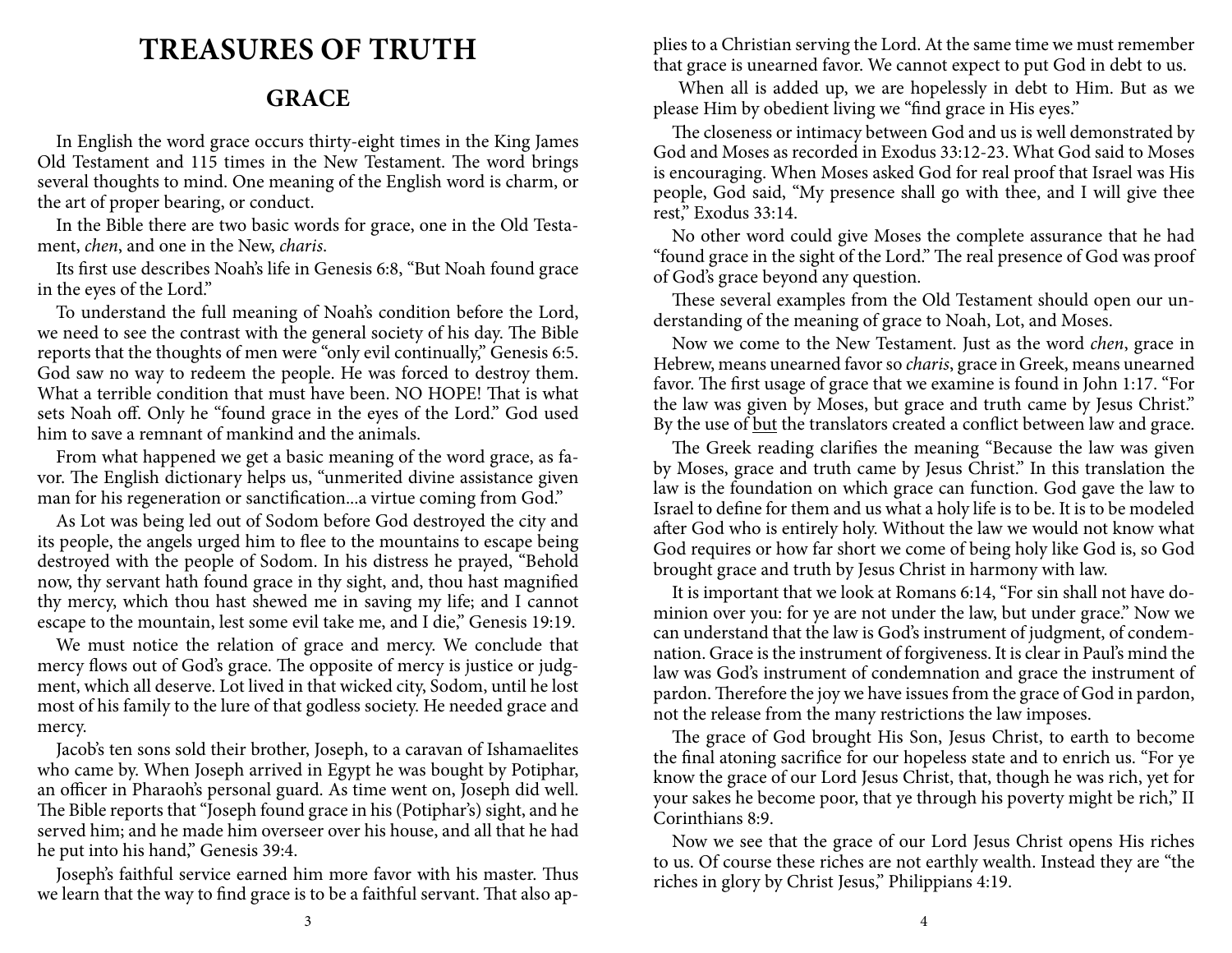# TREASURES OF TRUTH

## GRACE

In English the word grace occurs thirty-eight times in the King James Old Testament and 115 times in the New Testament. The word brings several thoughts to mind. One meaning of the English word is charm, or the art of proper bearing, or conduct.

In the Bible there are two basic words for grace, one in the Old Testament, *chen*, and one in the New, *charis*.

Its first use describes Noah's life in Genesis 6:8, "But Noah found grace in the eyes of the Lord."

To understand the full meaning of Noah's condition before the Lord, we need to see the contrast with the general society of his day. The Bible reports that the thoughts of men were "only evil continually," Genesis 6:5. God saw no way to redeem the people. He was forced to destroy them. What a terrible condition that must have been. NO HOPE! That is what sets Noah off. Only he "found grace in the eyes of the Lord." God used him to save a remnant of mankind and the animals.

From what happened we get a basic meaning of the word grace, as favor. The English dictionary helps us, "unmerited divine assistance given man for his regeneration or sanctification...a virtue coming from God."

As Lot was being led out of Sodom before God destroyed the city and its people, the angels urged him to flee to the mountains to escape being destroyed with the people of Sodom. In his distress he prayed, "Behold now, thy servant hath found grace in thy sight, and, thou hast magnified thy mercy, which thou hast shewed me in saving my life; and I cannot escape to the mountain, lest some evil take me, and I die," Genesis 19:19.

We must notice the relation of grace and mercy. We conclude that mercy flows out of God's grace. The opposite of mercy is justice or judgment, which all deserve. Lot lived in that wicked city, Sodom, until he lost most of his family to the lure of that godless society. He needed grace and mercy.

Jacob's ten sons sold their brother, Joseph, to a caravan of Ishamaelites who came by. When Joseph arrived in Egypt he was bought by Potiphar, an officer in Pharaoh's personal guard. As time went on, Joseph did well. The Bible reports that "Joseph found grace in his (Potiphar's) sight, and he served him; and he made him overseer over his house, and all that he had he put into his hand," Genesis 39:4.

Joseph's faithful service earned him more favor with his master. Thus we learn that the way to find grace is to be a faithful servant. That also applies to a Christian serving the Lord. At the same time we must remember that grace is unearned favor. We cannot expect to put God in debt to us.

When all is added up, we are hopelessly in debt to Him. But as we please Him by obedient living we "find grace in His eyes."

The closeness or intimacy between God and us is well demonstrated by God and Moses as recorded in Exodus 33:12-23. What God said to Moses is encouraging. When Moses asked God for real proof that Israel was His people, God said, "My presence shall go with thee, and I will give thee rest," Exodus 33:14.

No other word could give Moses the complete assurance that he had "found grace in the sight of the Lord." The real presence of God was proof of God's grace beyond any question.

These several examples from the Old Testament should open our understanding of the meaning of grace to Noah, Lot, and Moses.

Now we come to the New Testament. Just as the word *chen*, grace in Hebrew, means unearned favor so *charis*, grace in Greek, means unearned favor. The first usage of grace that we examine is found in John 1:17. "For the law was given by Moses, but grace and truth came by Jesus Christ." By the use of <u>but</u> the translators created a conflict between law and grace.

The Greek reading clarifies the meaning "Because the law was given by Moses, grace and truth came by Jesus Christ." In this translation the law is the foundation on which grace can function. God gave the law to Israel to define for them and us what a holy life is to be. It is to be modeled after God who is entirely holy. Without the law we would not know what God requires or how far short we come of being holy like God is, so God brought grace and truth by Jesus Christ in harmony with law.

It is important that we look at Romans 6:14, "For sin shall not have dominion over you: for ye are not under the law, but under grace." Now we can understand that the law is God's instrument of judgment, of condemnation. Grace is the instrument of forgiveness. It is clear in Paul's mind the law was God's instrument of condemnation and grace the instrument of pardon. Therefore the joy we have issues from the grace of God in pardon, not the release from the many restrictions the law imposes.

The grace of God brought His Son, Jesus Christ, to earth to become the final atoning sacrifice for our hopeless state and to enrich us. "For ye know the grace of our Lord Jesus Christ, that, though he was rich, yet for your sakes he become poor, that ye through his poverty might be rich," II Corinthians 8:9.

Now we see that the grace of our Lord Jesus Christ opens His riches to us. Of course these riches are not earthly wealth. Instead they are "the riches in glory by Christ Jesus," Philippians 4:19.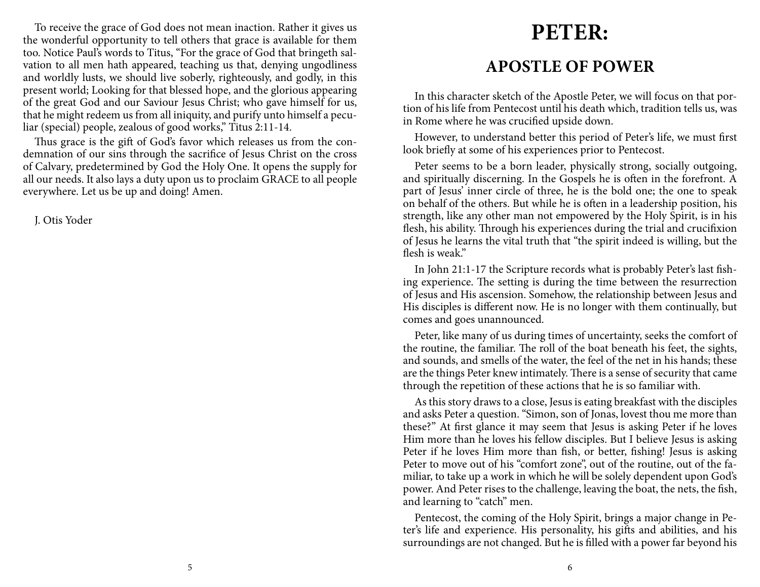To receive the grace of God does not mean inaction. Rather it gives us the wonderful opportunity to tell others that grace is available for them too. Notice Paul's words to Titus, "For the grace of God that bringeth salvation to all men hath appeared, teaching us that, denying ungodliness and worldly lusts, we should live soberly, righteously, and godly, in this present world; Looking for that blessed hope, and the glorious appearing of the great God and our Saviour Jesus Christ; who gave himself for us, that he might redeem us from all iniquity, and purify unto himself a peculiar (special) people, zealous of good works," Titus 2:11-14.

Thus grace is the gift of God's favor which releases us from the condemnation of our sins through the sacrifice of Jesus Christ on the cross of Calvary, predetermined by God the Holy One. It opens the supply for all our needs. It also lays a duty upon us to proclaim GRACE to all people everywhere. Let us be up and doing! Amen.

J. Otis Yoder

# PETER:

## APOSTLE OF POWER

In this character sketch of the Apostle Peter, we will focus on that portion of his life from Pentecost until his death which, tradition tells us, was in Rome where he was crucified upside down.

However, to understand better this period of Peter's life, we must first look briefly at some of his experiences prior to Pentecost.

Peter seems to be a born leader, physically strong, socially outgoing, and spiritually discerning. In the Gospels he is often in the forefront. A part of Jesus' inner circle of three, he is the bold one; the one to speak on behalf of the others. But while he is often in a leadership position, his strength, like any other man not empowered by the Holy Spirit, is in his flesh, his ability. Through his experiences during the trial and crucifixion of Jesus he learns the vital truth that "the spirit indeed is willing, but the flesh is weak."

In John 21:1-17 the Scripture records what is probably Peter's last fishing experience. The setting is during the time between the resurrection of Jesus and His ascension. Somehow, the relationship between Jesus and His disciples is different now. He is no longer with them continually, but comes and goes unannounced.

Peter, like many of us during times of uncertainty, seeks the comfort of the routine, the familiar. The roll of the boat beneath his feet, the sights, and sounds, and smells of the water, the feel of the net in his hands; these are the things Peter knew intimately. There is a sense of security that came through the repetition of these actions that he is so familiar with.

As this story draws to a close, Jesus is eating breakfast with the disciples and asks Peter a question. "Simon, son of Jonas, lovest thou me more than these?" At first glance it may seem that Jesus is asking Peter if he loves Him more than he loves his fellow disciples. But I believe Jesus is asking Peter if he loves Him more than fish, or better, fishing! Jesus is asking Peter to move out of his "comfort zone", out of the routine, out of the familiar, to take up a work in which he will be solely dependent upon God's power. And Peter rises to the challenge, leaving the boat, the nets, the fish, and learning to "catch" men.

Pentecost, the coming of the Holy Spirit, brings a major change in Peter's life and experience. His personality, his gifts and abilities, and his surroundings are not changed. But he is filled with a power far beyond his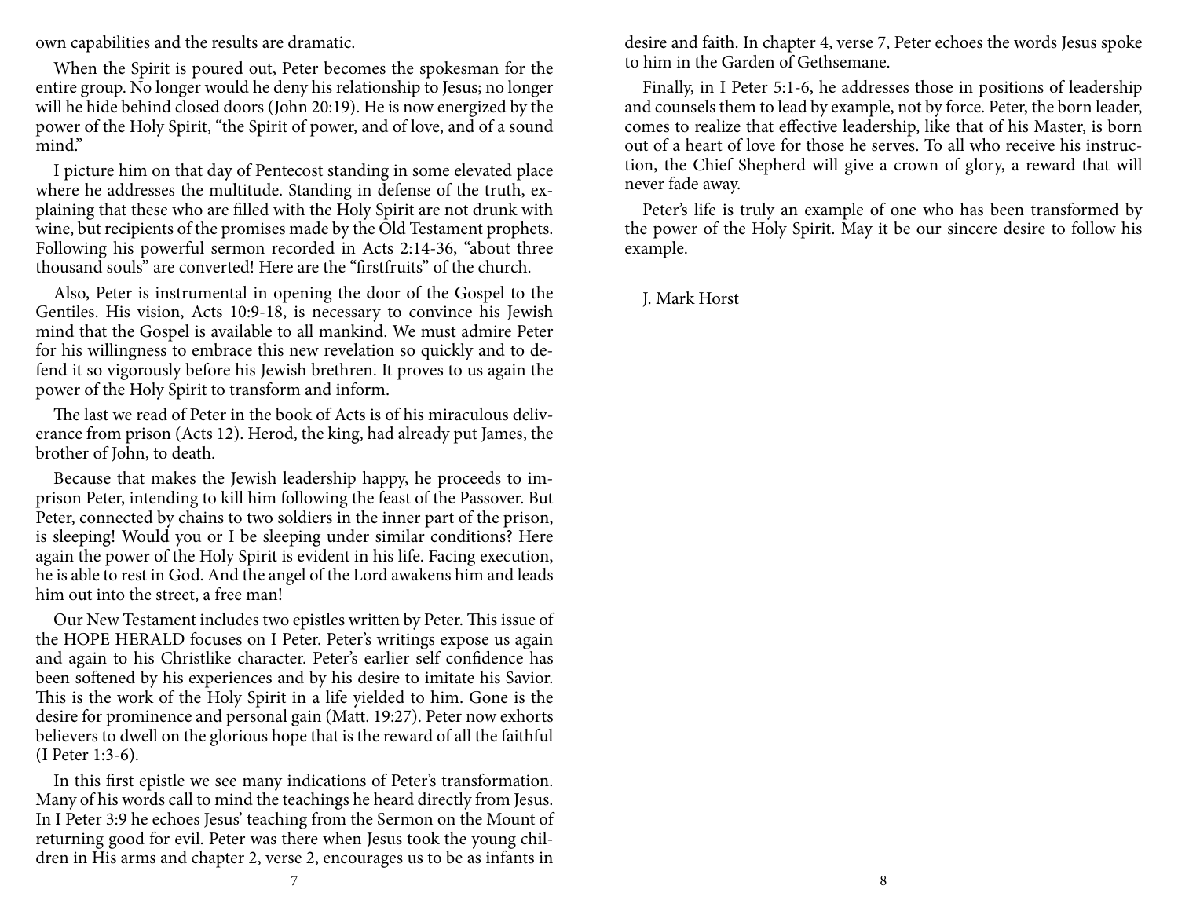own capabilities and the results are dramatic.

When the Spirit is poured out, Peter becomes the spokesman for the entire group. No longer would he deny his relationship to Jesus; no longer will he hide behind closed doors (John 20:19). He is now energized by the power of the Holy Spirit, "the Spirit of power, and of love, and of a sound mind."

I picture him on that day of Pentecost standing in some elevated place where he addresses the multitude. Standing in defense of the truth, explaining that these who are filled with the Holy Spirit are not drunk with wine, but recipients of the promises made by the Old Testament prophets. Following his powerful sermon recorded in Acts 2:14-36, "about three thousand souls" are converted! Here are the "firstfruits" of the church.

Also, Peter is instrumental in opening the door of the Gospel to the Gentiles. His vision, Acts 10:9-18, is necessary to convince his Jewish mind that the Gospel is available to all mankind. We must admire Peter for his willingness to embrace this new revelation so quickly and to defend it so vigorously before his Jewish brethren. It proves to us again the power of the Holy Spirit to transform and inform.

The last we read of Peter in the book of Acts is of his miraculous deliverance from prison (Acts 12). Herod, the king, had already put James, the brother of John, to death.

Because that makes the Jewish leadership happy, he proceeds to imprison Peter, intending to kill him following the feast of the Passover. But Peter, connected by chains to two soldiers in the inner part of the prison, is sleeping! Would you or I be sleeping under similar conditions? Here again the power of the Holy Spirit is evident in his life. Facing execution, he is able to rest in God. And the angel of the Lord awakens him and leads him out into the street, a free man!

Our New Testament includes two epistles written by Peter. This issue of the HOPE HERALD focuses on I Peter. Peter's writings expose us again and again to his Christlike character. Peter's earlier self confidence has been softened by his experiences and by his desire to imitate his Savior. This is the work of the Holy Spirit in a life yielded to him. Gone is the desire for prominence and personal gain (Matt. 19:27). Peter now exhorts believers to dwell on the glorious hope that is the reward of all the faithful (I Peter 1:3-6).

In this first epistle we see many indications of Peter's transformation. Many of his words call to mind the teachings he heard directly from Jesus. In I Peter 3:9 he echoes Jesus' teaching from the Sermon on the Mount of returning good for evil. Peter was there when Jesus took the young children in His arms and chapter 2, verse 2, encourages us to be as infants in desire and faith. In chapter 4, verse 7, Peter echoes the words Jesus spoke to him in the Garden of Gethsemane.

Finally, in I Peter 5:1-6, he addresses those in positions of leadership and counsels them to lead by example, not by force. Peter, the born leader, comes to realize that effective leadership, like that of his Master, is born out of a heart of love for those he serves. To all who receive his instruction, the Chief Shepherd will give a crown of glory, a reward that will never fade away.

Peter's life is truly an example of one who has been transformed by the power of the Holy Spirit. May it be our sincere desire to follow his example.

J. Mark Horst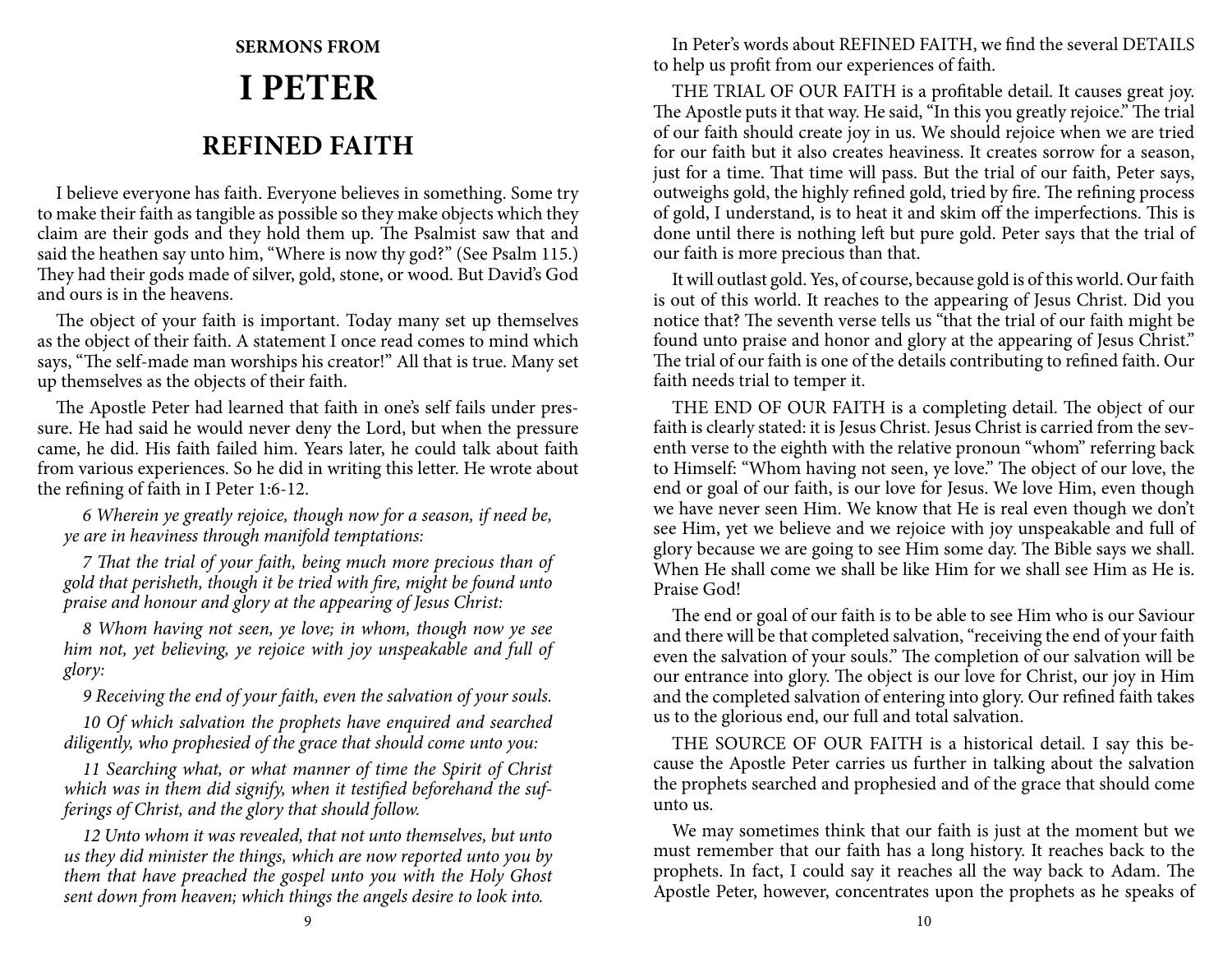**SERMONS FROM**

# I PETER

## REFINED FAITH

I believe everyone has faith. Everyone believes in something. Some try to make their faith as tangible as possible so they make objects which they claim are their gods and they hold them up. The Psalmist saw that and said the heathen say unto him, "Where is now thy god?" (See Psalm 115.) They had their gods made of silver, gold, stone, or wood. But David's God and ours is in the heavens.

The object of your faith is important. Today many set up themselves as the object of their faith. A statement I once read comes to mind which says, "The self-made man worships his creator!" All that is true. Many set up themselves as the objects of their faith.

The Apostle Peter had learned that faith in one's self fails under pressure. He had said he would never deny the Lord, but when the pressure came, he did. His faith failed him. Years later, he could talk about faith from various experiences. So he did in writing this letter. He wrote about the refining of faith in I Peter 1:6-12.

> *6 Wherein ye greatly rejoice, though now for a season, if need be, ye are in heaviness through manifold temptations:*
>
> *7 That the trial of your faith, being much more precious than of gold that perisheth, though it be tried with fire, might be found unto praise and honour and glory at the appearing of Jesus Christ:*
>
> *8 Whom having not seen, ye love; in whom, though now ye see him not, yet believing, ye rejoice with joy unspeakable and full of glory:*
>
> *9 Receiving the end of your faith, even the salvation of your souls.*
>
> *10 Of which salvation the prophets have enquired and searched diligently, who prophesied of the grace that should come unto you:*
>
> *11 Searching what, or what manner of time the Spirit of Christ which was in them did signify, when it testified beforehand the sufferings of Christ, and the glory that should follow.*
>
> *12 Unto whom it was revealed, that not unto themselves, but unto us they did minister the things, which are now reported unto you by them that have preached the gospel unto you with the Holy Ghost sent down from heaven; which things the angels desire to look into.*

In Peter's words about REFINED FAITH, we find the several DETAILS to help us profit from our experiences of faith.

THE TRIAL OF OUR FAITH is a profitable detail. It causes great joy. The Apostle puts it that way. He said, "In this you greatly rejoice." The trial of our faith should create joy in us. We should rejoice when we are tried for our faith but it also creates heaviness. It creates sorrow for a season, just for a time. That time will pass. But the trial of our faith, Peter says, outweighs gold, the highly refined gold, tried by fire. The refining process of gold, I understand, is to heat it and skim off the imperfections. This is done until there is nothing left but pure gold. Peter says that the trial of our faith is more precious than that.

It will outlast gold. Yes, of course, because gold is of this world. Our faith is out of this world. It reaches to the appearing of Jesus Christ. Did you notice that? The seventh verse tells us "that the trial of our faith might be found unto praise and honor and glory at the appearing of Jesus Christ." The trial of our faith is one of the details contributing to refined faith. Our faith needs trial to temper it.

THE END OF OUR FAITH is a completing detail. The object of our faith is clearly stated: it is Jesus Christ. Jesus Christ is carried from the seventh verse to the eighth with the relative pronoun "whom" referring back to Himself: "Whom having not seen, ye love." The object of our love, the end or goal of our faith, is our love for Jesus. We love Him, even though we have never seen Him. We know that He is real even though we don't see Him, yet we believe and we rejoice with joy unspeakable and full of glory because we are going to see Him some day. The Bible says we shall. When He shall come we shall be like Him for we shall see Him as He is. Praise God!

The end or goal of our faith is to be able to see Him who is our Saviour and there will be that completed salvation, "receiving the end of your faith even the salvation of your souls." The completion of our salvation will be our entrance into glory. The object is our love for Christ, our joy in Him and the completed salvation of entering into glory. Our refined faith takes us to the glorious end, our full and total salvation.

THE SOURCE OF OUR FAITH is a historical detail. I say this because the Apostle Peter carries us further in talking about the salvation the prophets searched and prophesied and of the grace that should come unto us.

We may sometimes think that our faith is just at the moment but we must remember that our faith has a long history. It reaches back to the prophets. In fact, I could say it reaches all the way back to Adam. The Apostle Peter, however, concentrates upon the prophets as he speaks of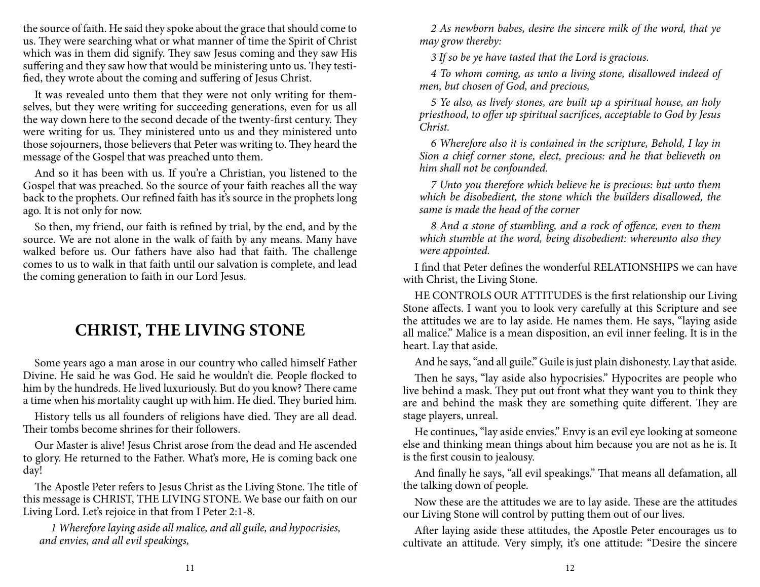the source of faith. He said they spoke about the grace that should come to us. They were searching what or what manner of time the Spirit of Christ which was in them did signify. They saw Jesus coming and they saw His suffering and they saw how that would be ministering unto us. They testified, they wrote about the coming and suffering of Jesus Christ.

It was revealed unto them that they were not only writing for themselves, but they were writing for succeeding generations, even for us all the way down here to the second decade of the twenty-first century. They were writing for us. They ministered unto us and they ministered unto those sojourners, those believers that Peter was writing to. They heard the message of the Gospel that was preached unto them.

And so it has been with us. If you're a Christian, you listened to the Gospel that was preached. So the source of your faith reaches all the way back to the prophets. Our refined faith has it's source in the prophets long ago. It is not only for now.

So then, my friend, our faith is refined by trial, by the end, and by the source. We are not alone in the walk of faith by any means. Many have walked before us. Our fathers have also had that faith. The challenge comes to us to walk in that faith until our salvation is complete, and lead the coming generation to faith in our Lord Jesus.

## CHRIST, THE LIVING STONE

Some years ago a man arose in our country who called himself Father Divine. He said he was God. He said he wouldn't die. People flocked to him by the hundreds. He lived luxuriously. But do you know? There came a time when his mortality caught up with him. He died. They buried him.

History tells us all founders of religions have died. They are all dead. Their tombs become shrines for their followers.

Our Master is alive! Jesus Christ arose from the dead and He ascended to glory. He returned to the Father. What's more, He is coming back one day!

The Apostle Peter refers to Jesus Christ as the Living Stone. The title of this message is CHRIST, THE LIVING STONE. We base our faith on our Living Lord. Let's rejoice in that from I Peter 2:1-8.

*1 Wherefore laying aside all malice, and all guile, and hypocrisies, and envies, and all evil speakings,*

*2 As newborn babes, desire the sincere milk of the word, that ye may grow thereby:*

*3 If so be ye have tasted that the Lord is gracious.*

*4 To whom coming, as unto a living stone, disallowed indeed of men, but chosen of God, and precious,*

*5 Ye also, as lively stones, are built up a spiritual house, an holy priesthood, to offer up spiritual sacrifices, acceptable to God by Jesus Christ.*

*6 Wherefore also it is contained in the scripture, Behold, I lay in Sion a chief corner stone, elect, precious: and he that believeth on him shall not be confounded.*

*7 Unto you therefore which believe he is precious: but unto them which be disobedient, the stone which the builders disallowed, the same is made the head of the corner*

*8 And a stone of stumbling, and a rock of offence, even to them which stumble at the word, being disobedient: whereunto also they were appointed.*

I find that Peter defines the wonderful RELATIONSHIPS we can have with Christ, the Living Stone.

HE CONTROLS OUR ATTITUDES is the first relationship our Living Stone affects. I want you to look very carefully at this Scripture and see the attitudes we are to lay aside. He names them. He says, "laying aside all malice." Malice is a mean disposition, an evil inner feeling. It is in the heart. Lay that aside.

And he says, "and all guile." Guile is just plain dishonesty. Lay that aside.

Then he says, "lay aside also hypocrisies." Hypocrites are people who live behind a mask. They put out front what they want you to think they are and behind the mask they are something quite different. They are stage players, unreal.

He continues, "lay aside envies." Envy is an evil eye looking at someone else and thinking mean things about him because you are not as he is. It is the first cousin to jealousy.

And finally he says, "all evil speakings." That means all defamation, all the talking down of people.

Now these are the attitudes we are to lay aside. These are the attitudes our Living Stone will control by putting them out of our lives.

After laying aside these attitudes, the Apostle Peter encourages us to cultivate an attitude. Very simply, it's one attitude: "Desire the sincere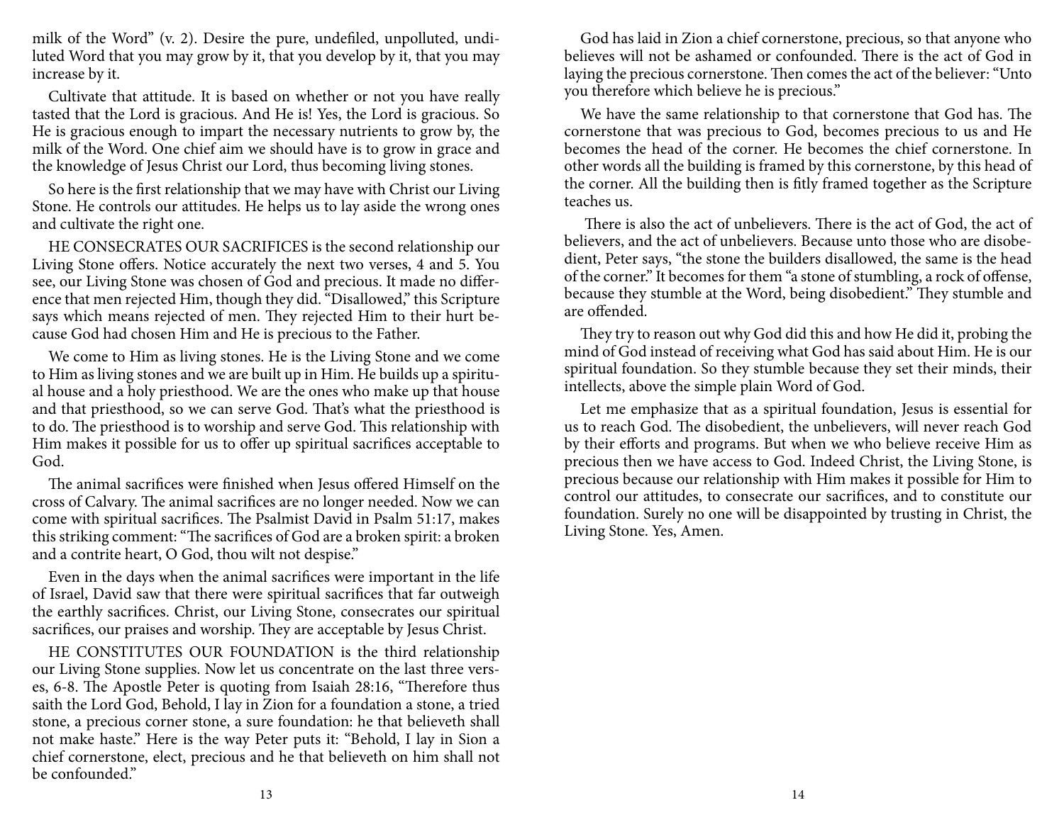milk of the Word" (v. 2). Desire the pure, undefiled, unpolluted, undiluted Word that you may grow by it, that you develop by it, that you may increase by it.

Cultivate that attitude. It is based on whether or not you have really tasted that the Lord is gracious. And He is! Yes, the Lord is gracious. So He is gracious enough to impart the necessary nutrients to grow by, the milk of the Word. One chief aim we should have is to grow in grace and the knowledge of Jesus Christ our Lord, thus becoming living stones.

So here is the first relationship that we may have with Christ our Living Stone. He controls our attitudes. He helps us to lay aside the wrong ones and cultivate the right one.

HE CONSECRATES OUR SACRIFICES is the second relationship our Living Stone offers. Notice accurately the next two verses, 4 and 5. You see, our Living Stone was chosen of God and precious. It made no difference that men rejected Him, though they did. "Disallowed," this Scripture says which means rejected of men. They rejected Him to their hurt because God had chosen Him and He is precious to the Father.

We come to Him as living stones. He is the Living Stone and we come to Him as living stones and we are built up in Him. He builds up a spiritual house and a holy priesthood. We are the ones who make up that house and that priesthood, so we can serve God. That's what the priesthood is to do. The priesthood is to worship and serve God. This relationship with Him makes it possible for us to offer up spiritual sacrifices acceptable to God.

The animal sacrifices were finished when Jesus offered Himself on the cross of Calvary. The animal sacrifices are no longer needed. Now we can come with spiritual sacrifices. The Psalmist David in Psalm 51:17, makes this striking comment: "The sacrifices of God are a broken spirit: a broken and a contrite heart, O God, thou wilt not despise."

Even in the days when the animal sacrifices were important in the life of Israel, David saw that there were spiritual sacrifices that far outweigh the earthly sacrifices. Christ, our Living Stone, consecrates our spiritual sacrifices, our praises and worship. They are acceptable by Jesus Christ.

HE CONSTITUTES OUR FOUNDATION is the third relationship our Living Stone supplies. Now let us concentrate on the last three verses, 6-8. The Apostle Peter is quoting from Isaiah 28:16, "Therefore thus saith the Lord God, Behold, I lay in Zion for a foundation a stone, a tried stone, a precious corner stone, a sure foundation: he that believeth shall not make haste." Here is the way Peter puts it: "Behold, I lay in Sion a chief cornerstone, elect, precious and he that believeth on him shall not be confounded."

God has laid in Zion a chief cornerstone, precious, so that anyone who believes will not be ashamed or confounded. There is the act of God in laying the precious cornerstone. Then comes the act of the believer: "Unto you therefore which believe he is precious."

We have the same relationship to that cornerstone that God has. The cornerstone that was precious to God, becomes precious to us and He becomes the head of the corner. He becomes the chief cornerstone. In other words all the building is framed by this cornerstone, by this head of the corner. All the building then is fitly framed together as the Scripture teaches us.

There is also the act of unbelievers. There is the act of God, the act of believers, and the act of unbelievers. Because unto those who are disobedient, Peter says, "the stone the builders disallowed, the same is the head of the corner." It becomes for them "a stone of stumbling, a rock of offense, because they stumble at the Word, being disobedient." They stumble and are offended.

They try to reason out why God did this and how He did it, probing the mind of God instead of receiving what God has said about Him. He is our spiritual foundation. So they stumble because they set their minds, their intellects, above the simple plain Word of God.

Let me emphasize that as a spiritual foundation, Jesus is essential for us to reach God. The disobedient, the unbelievers, will never reach God by their efforts and programs. But when we who believe receive Him as precious then we have access to God. Indeed Christ, the Living Stone, is precious because our relationship with Him makes it possible for Him to control our attitudes, to consecrate our sacrifices, and to constitute our foundation. Surely no one will be disappointed by trusting in Christ, the Living Stone. Yes, Amen.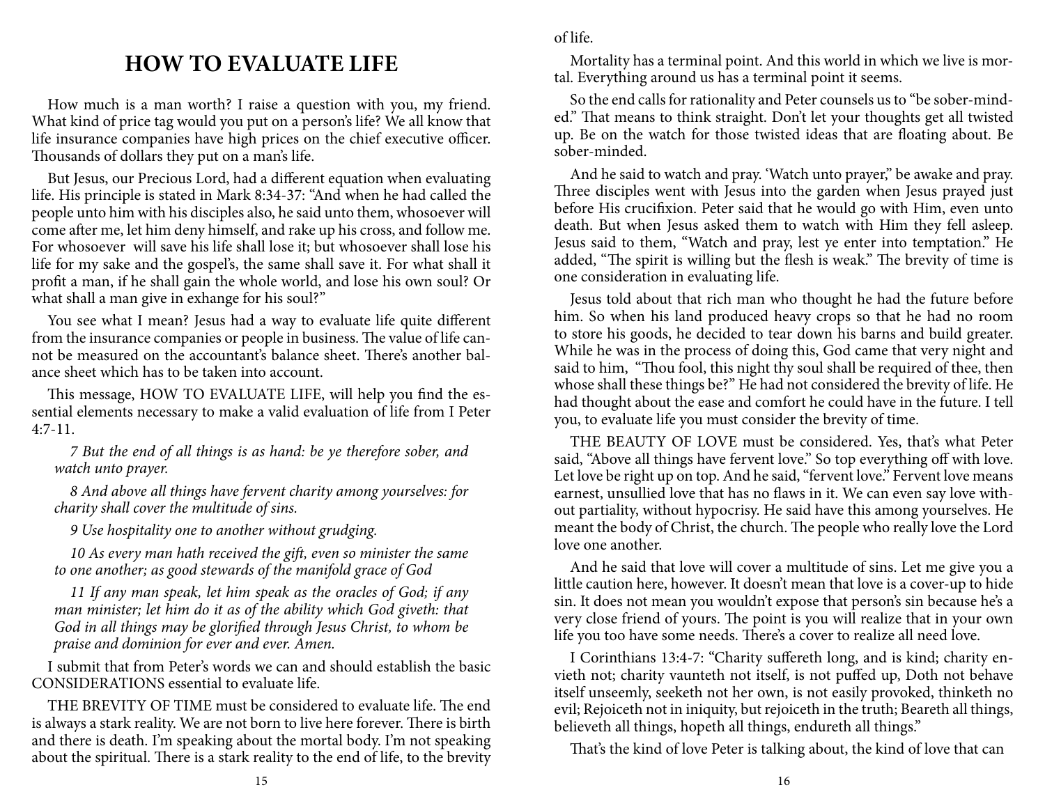# HOW TO EVALUATE LIFE

How much is a man worth? I raise a question with you, my friend. What kind of price tag would you put on a person's life? We all know that life insurance companies have high prices on the chief executive officer. Thousands of dollars they put on a man's life.

But Jesus, our Precious Lord, had a different equation when evaluating life. His principle is stated in Mark 8:34-37: "And when he had called the people unto him with his disciples also, he said unto them, whosoever will come after me, let him deny himself, and rake up his cross, and follow me. For whosoever will save his life shall lose it; but whosoever shall lose his life for my sake and the gospel's, the same shall save it. For what shall it profit a man, if he shall gain the whole world, and lose his own soul? Or what shall a man give in exhange for his soul?"

You see what I mean? Jesus had a way to evaluate life quite different from the insurance companies or people in business. The value of life cannot be measured on the accountant's balance sheet. There's another balance sheet which has to be taken into account.

This message, HOW TO EVALUATE LIFE, will help you find the essential elements necessary to make a valid evaluation of life from I Peter 4:7-11.

*7 But the end of all things is as hand: be ye therefore sober, and watch unto prayer.*

*8 And above all things have fervent charity among yourselves: for charity shall cover the multitude of sins.*

*9 Use hospitality one to another without grudging.*

*10 As every man hath received the gift, even so minister the same to one another; as good stewards of the manifold grace of God*

*11 If any man speak, let him speak as the oracles of God; if any man minister; let him do it as of the ability which God giveth: that God in all things may be glorified through Jesus Christ, to whom be praise and dominion for ever and ever. Amen.*

I submit that from Peter's words we can and should establish the basic CONSIDERATIONS essential to evaluate life.

THE BREVITY OF TIME must be considered to evaluate life. The end is always a stark reality. We are not born to live here forever. There is birth and there is death. I'm speaking about the mortal body. I'm not speaking about the spiritual. There is a stark reality to the end of life, to the brevity of life.

Mortality has a terminal point. And this world in which we live is mortal. Everything around us has a terminal point it seems.

So the end calls for rationality and Peter counsels us to "be sober-minded." That means to think straight. Don't let your thoughts get all twisted up. Be on the watch for those twisted ideas that are floating about. Be sober-minded.

And he said to watch and pray. 'Watch unto prayer," be awake and pray. Three disciples went with Jesus into the garden when Jesus prayed just before His crucifixion. Peter said that he would go with Him, even unto death. But when Jesus asked them to watch with Him they fell asleep. Jesus said to them, "Watch and pray, lest ye enter into temptation." He added, "The spirit is willing but the flesh is weak." The brevity of time is one consideration in evaluating life.

Jesus told about that rich man who thought he had the future before him. So when his land produced heavy crops so that he had no room to store his goods, he decided to tear down his barns and build greater. While he was in the process of doing this, God came that very night and said to him, "Thou fool, this night thy soul shall be required of thee, then whose shall these things be?" He had not considered the brevity of life. He had thought about the ease and comfort he could have in the future. I tell you, to evaluate life you must consider the brevity of time.

THE BEAUTY OF LOVE must be considered. Yes, that's what Peter said, "Above all things have fervent love." So top everything off with love. Let love be right up on top. And he said, "fervent love." Fervent love means earnest, unsullied love that has no flaws in it. We can even say love without partiality, without hypocrisy. He said have this among yourselves. He meant the body of Christ, the church. The people who really love the Lord love one another.

And he said that love will cover a multitude of sins. Let me give you a little caution here, however. It doesn't mean that love is a cover-up to hide sin. It does not mean you wouldn't expose that person's sin because he's a very close friend of yours. The point is you will realize that in your own life you too have some needs. There's a cover to realize all need love.

I Corinthians 13:4-7: "Charity suffereth long, and is kind; charity envieth not; charity vaunteth not itself, is not puffed up, Doth not behave itself unseemly, seeketh not her own, is not easily provoked, thinketh no evil; Rejoiceth not in iniquity, but rejoiceth in the truth; Beareth all things, believeth all things, hopeth all things, endureth all things."

That's the kind of love Peter is talking about, the kind of love that can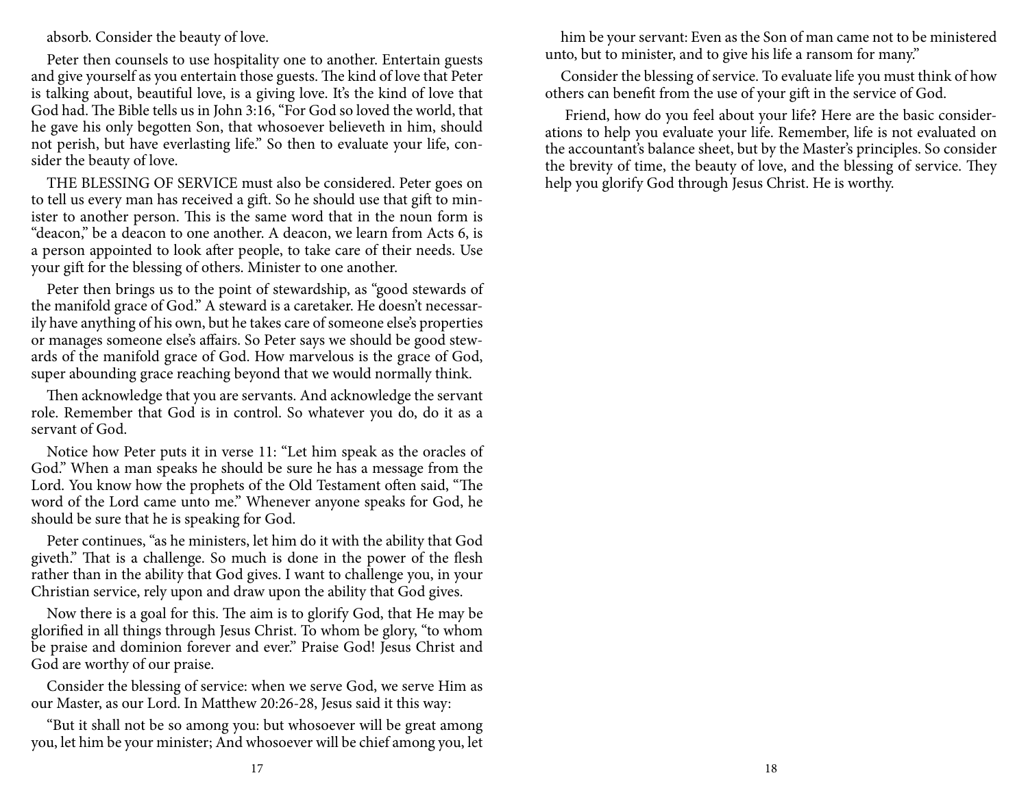absorb. Consider the beauty of love.

Peter then counsels to use hospitality one to another. Entertain guests and give yourself as you entertain those guests. The kind of love that Peter is talking about, beautiful love, is a giving love. It's the kind of love that God had. The Bible tells us in John 3:16, "For God so loved the world, that he gave his only begotten Son, that whosoever believeth in him, should not perish, but have everlasting life." So then to evaluate your life, consider the beauty of love.

THE BLESSING OF SERVICE must also be considered. Peter goes on to tell us every man has received a gift. So he should use that gift to minister to another person. This is the same word that in the noun form is "deacon," be a deacon to one another. A deacon, we learn from Acts 6, is a person appointed to look after people, to take care of their needs. Use your gift for the blessing of others. Minister to one another.

Peter then brings us to the point of stewardship, as "good stewards of the manifold grace of God." A steward is a caretaker. He doesn't necessarily have anything of his own, but he takes care of someone else's properties or manages someone else's affairs. So Peter says we should be good stewards of the manifold grace of God. How marvelous is the grace of God, super abounding grace reaching beyond that we would normally think.

Then acknowledge that you are servants. And acknowledge the servant role. Remember that God is in control. So whatever you do, do it as a servant of God.

Notice how Peter puts it in verse 11: "Let him speak as the oracles of God." When a man speaks he should be sure he has a message from the Lord. You know how the prophets of the Old Testament often said, "The word of the Lord came unto me." Whenever anyone speaks for God, he should be sure that he is speaking for God.

Peter continues, "as he ministers, let him do it with the ability that God giveth." That is a challenge. So much is done in the power of the flesh rather than in the ability that God gives. I want to challenge you, in your Christian service, rely upon and draw upon the ability that God gives.

Now there is a goal for this. The aim is to glorify God, that He may be glorified in all things through Jesus Christ. To whom be glory, "to whom be praise and dominion forever and ever." Praise God! Jesus Christ and God are worthy of our praise.

Consider the blessing of service: when we serve God, we serve Him as our Master, as our Lord. In Matthew 20:26-28, Jesus said it this way:

"But it shall not be so among you: but whosoever will be great among you, let him be your minister; And whosoever will be chief among you, let him be your servant: Even as the Son of man came not to be ministered unto, but to minister, and to give his life a ransom for many."

Consider the blessing of service. To evaluate life you must think of how others can benefit from the use of your gift in the service of God.

Friend, how do you feel about your life? Here are the basic considerations to help you evaluate your life. Remember, life is not evaluated on the accountant's balance sheet, but by the Master's principles. So consider the brevity of time, the beauty of love, and the blessing of service. They help you glorify God through Jesus Christ. He is worthy.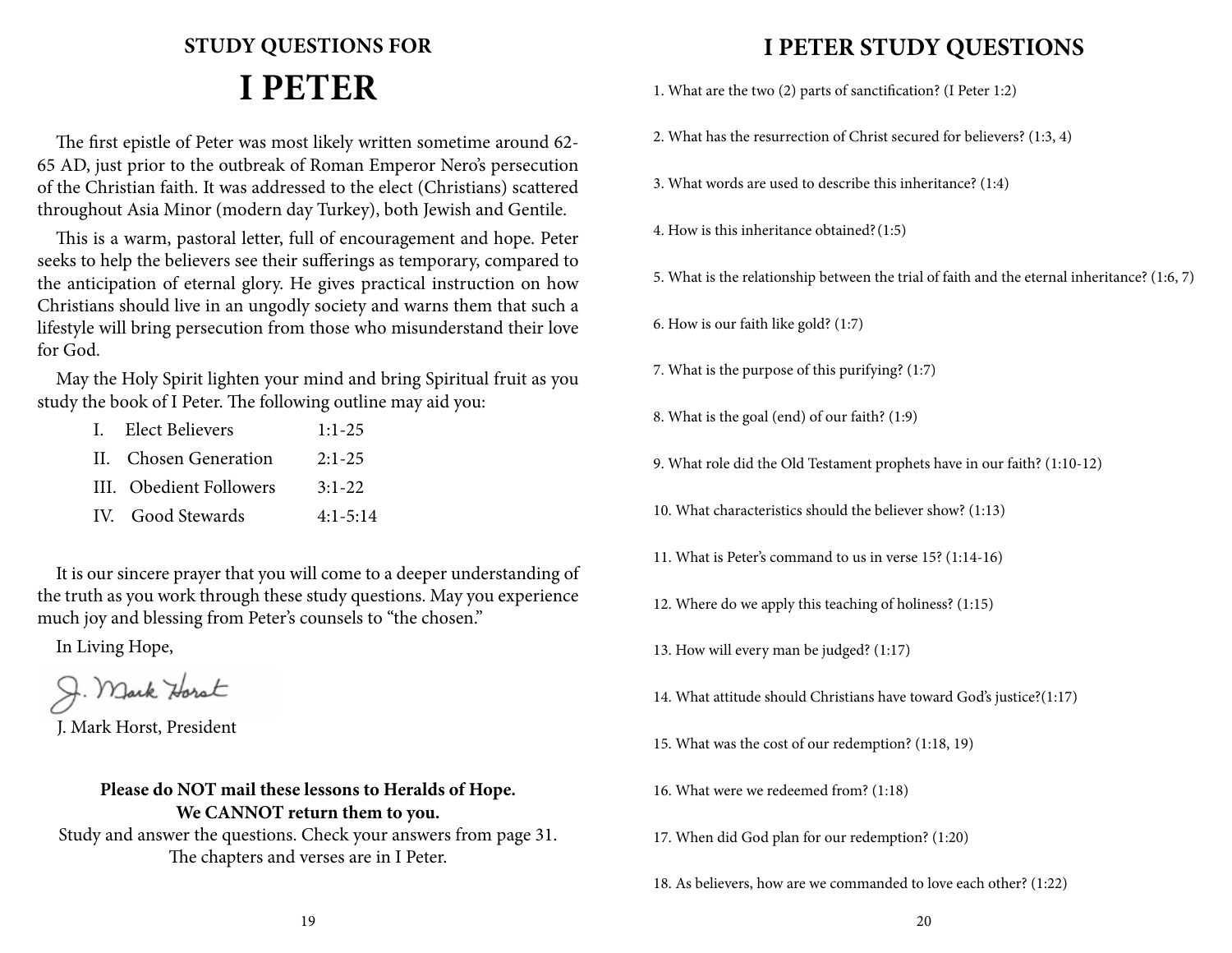## STUDY QUESTIONS FOR

# I PETER

The first epistle of Peter was most likely written sometime around 62-65 AD, just prior to the outbreak of Roman Emperor Nero's persecution of the Christian faith. It was addressed to the elect (Christians) scattered throughout Asia Minor (modern day Turkey), both Jewish and Gentile.

This is a warm, pastoral letter, full of encouragement and hope. Peter seeks to help the believers see their sufferings as temporary, compared to the anticipation of eternal glory. He gives practical instruction on how Christians should live in an ungodly society and warns them that such a lifestyle will bring persecution from those who misunderstand their love for God.

May the Holy Spirit lighten your mind and bring Spiritual fruit as you study the book of I Peter. The following outline may aid you:

| | | |
|---|---|---|
| I. | Elect Believers | 1:1-25 |
| II. | Chosen Generation | 2:1-25 |
| III. | Obedient Followers | 3:1-22 |
| IV. | Good Stewards | 4:1-5:14 |

It is our sincere prayer that you will come to a deeper understanding of the truth as you work through these study questions. May you experience much joy and blessing from Peter's counsels to "the chosen."

In Living Hope,

J. Mark Horst

J. Mark Horst, President

**Please do NOT mail these lessons to Heralds of Hope.**
**We CANNOT return them to you.**

Study and answer the questions. Check your answers from page 31.
The chapters and verses are in I Peter.

# I PETER STUDY QUESTIONS

1. What are the two (2) parts of sanctification? (I Peter 1:2)

2. What has the resurrection of Christ secured for believers? (1:3, 4)

3. What words are used to describe this inheritance? (1:4)

4. How is this inheritance obtained?(1:5)

5. What is the relationship between the trial of faith and the eternal inheritance? (1:6, 7)

6. How is our faith like gold? (1:7)

7. What is the purpose of this purifying? (1:7)

8. What is the goal (end) of our faith? (1:9)

9. What role did the Old Testament prophets have in our faith? (1:10-12)

10. What characteristics should the believer show? (1:13)

11. What is Peter's command to us in verse 15? (1:14-16)

12. Where do we apply this teaching of holiness? (1:15)

13. How will every man be judged? (1:17)

14. What attitude should Christians have toward God's justice?(1:17)

15. What was the cost of our redemption? (1:18, 19)

16. What were we redeemed from? (1:18)

17. When did God plan for our redemption? (1:20)

18. As believers, how are we commanded to love each other? (1:22)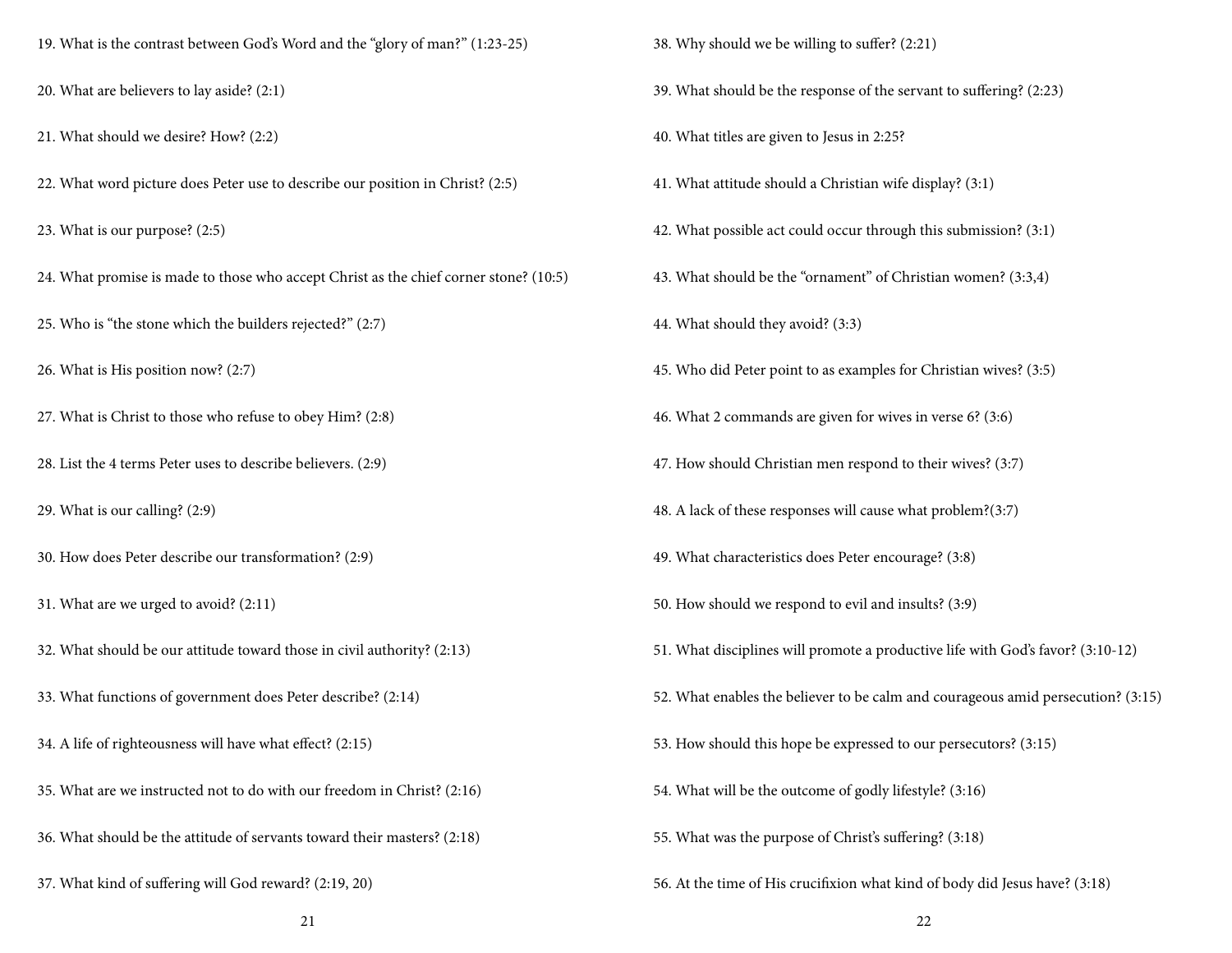19. What is the contrast between God's Word and the "glory of man?" (1:23-25)

20. What are believers to lay aside? (2:1)

21. What should we desire? How? (2:2)

22. What word picture does Peter use to describe our position in Christ? (2:5)

23. What is our purpose? (2:5)

24. What promise is made to those who accept Christ as the chief corner stone? (10:5)

25. Who is "the stone which the builders rejected?" (2:7)

26. What is His position now? (2:7)

27. What is Christ to those who refuse to obey Him? (2:8)

28. List the 4 terms Peter uses to describe believers. (2:9)

29. What is our calling? (2:9)

30. How does Peter describe our transformation? (2:9)

31. What are we urged to avoid? (2:11)

32. What should be our attitude toward those in civil authority? (2:13)

33. What functions of government does Peter describe? (2:14)

34. A life of righteousness will have what effect? (2:15)

35. What are we instructed not to do with our freedom in Christ? (2:16)

36. What should be the attitude of servants toward their masters? (2:18)

37. What kind of suffering will God reward? (2:19, 20)

38. Why should we be willing to suffer? (2:21)

39. What should be the response of the servant to suffering? (2:23)

40. What titles are given to Jesus in 2:25?

41. What attitude should a Christian wife display? (3:1)

42. What possible act could occur through this submission? (3:1)

43. What should be the "ornament" of Christian women? (3:3,4)

44. What should they avoid? (3:3)

45. Who did Peter point to as examples for Christian wives? (3:5)

46. What 2 commands are given for wives in verse 6? (3:6)

47. How should Christian men respond to their wives? (3:7)

48. A lack of these responses will cause what problem?(3:7)

49. What characteristics does Peter encourage? (3:8)

50. How should we respond to evil and insults? (3:9)

51. What disciplines will promote a productive life with God's favor? (3:10-12)

52. What enables the believer to be calm and courageous amid persecution? (3:15)

53. How should this hope be expressed to our persecutors? (3:15)

54. What will be the outcome of godly lifestyle? (3:16)

55. What was the purpose of Christ's suffering? (3:18)

56. At the time of His crucifixion what kind of body did Jesus have? (3:18)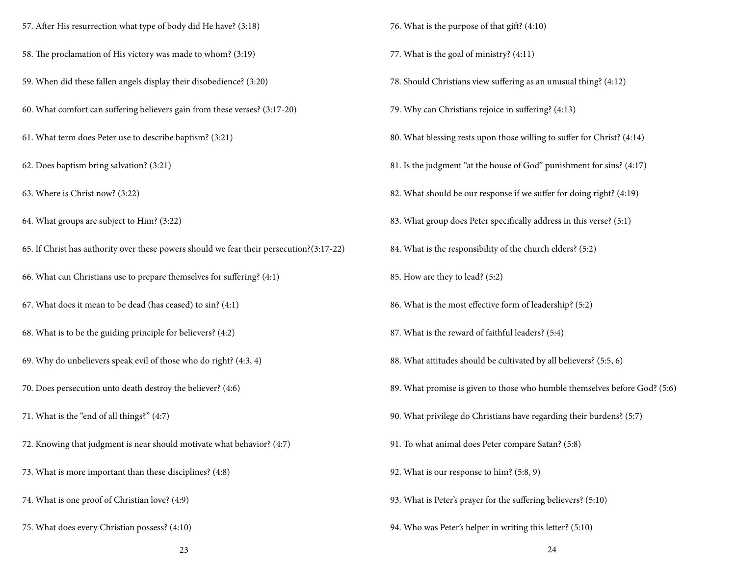57. After His resurrection what type of body did He have? (3:18)

58. The proclamation of His victory was made to whom? (3:19)

59. When did these fallen angels display their disobedience? (3:20)

60. What comfort can suffering believers gain from these verses? (3:17-20)

61. What term does Peter use to describe baptism? (3:21)

62. Does baptism bring salvation? (3:21)

63. Where is Christ now? (3:22)

64. What groups are subject to Him? (3:22)

65. If Christ has authority over these powers should we fear their persecution?(3:17-22)

66. What can Christians use to prepare themselves for suffering? (4:1)

67. What does it mean to be dead (has ceased) to sin? (4:1)

68. What is to be the guiding principle for believers? (4:2)

69. Why do unbelievers speak evil of those who do right? (4:3, 4)

70. Does persecution unto death destroy the believer? (4:6)

71. What is the "end of all things?" (4:7)

72. Knowing that judgment is near should motivate what behavior? (4:7)

73. What is more important than these disciplines? (4:8)

74. What is one proof of Christian love? (4:9)

75. What does every Christian possess? (4:10)

76. What is the purpose of that gift? (4:10)

77. What is the goal of ministry? (4:11)

78. Should Christians view suffering as an unusual thing? (4:12)

79. Why can Christians rejoice in suffering? (4:13)

80. What blessing rests upon those willing to suffer for Christ? (4:14)

81. Is the judgment "at the house of God" punishment for sins? (4:17)

82. What should be our response if we suffer for doing right? (4:19)

83. What group does Peter specifically address in this verse? (5:1)

84. What is the responsibility of the church elders? (5:2)

85. How are they to lead? (5:2)

86. What is the most effective form of leadership? (5:2)

87. What is the reward of faithful leaders? (5:4)

88. What attitudes should be cultivated by all believers? (5:5, 6)

89. What promise is given to those who humble themselves before God? (5:6)

90. What privilege do Christians have regarding their burdens? (5:7)

91. To what animal does Peter compare Satan? (5:8)

92. What is our response to him? (5:8, 9)

93. What is Peter's prayer for the suffering believers? (5:10)

94. Who was Peter's helper in writing this letter? (5:10)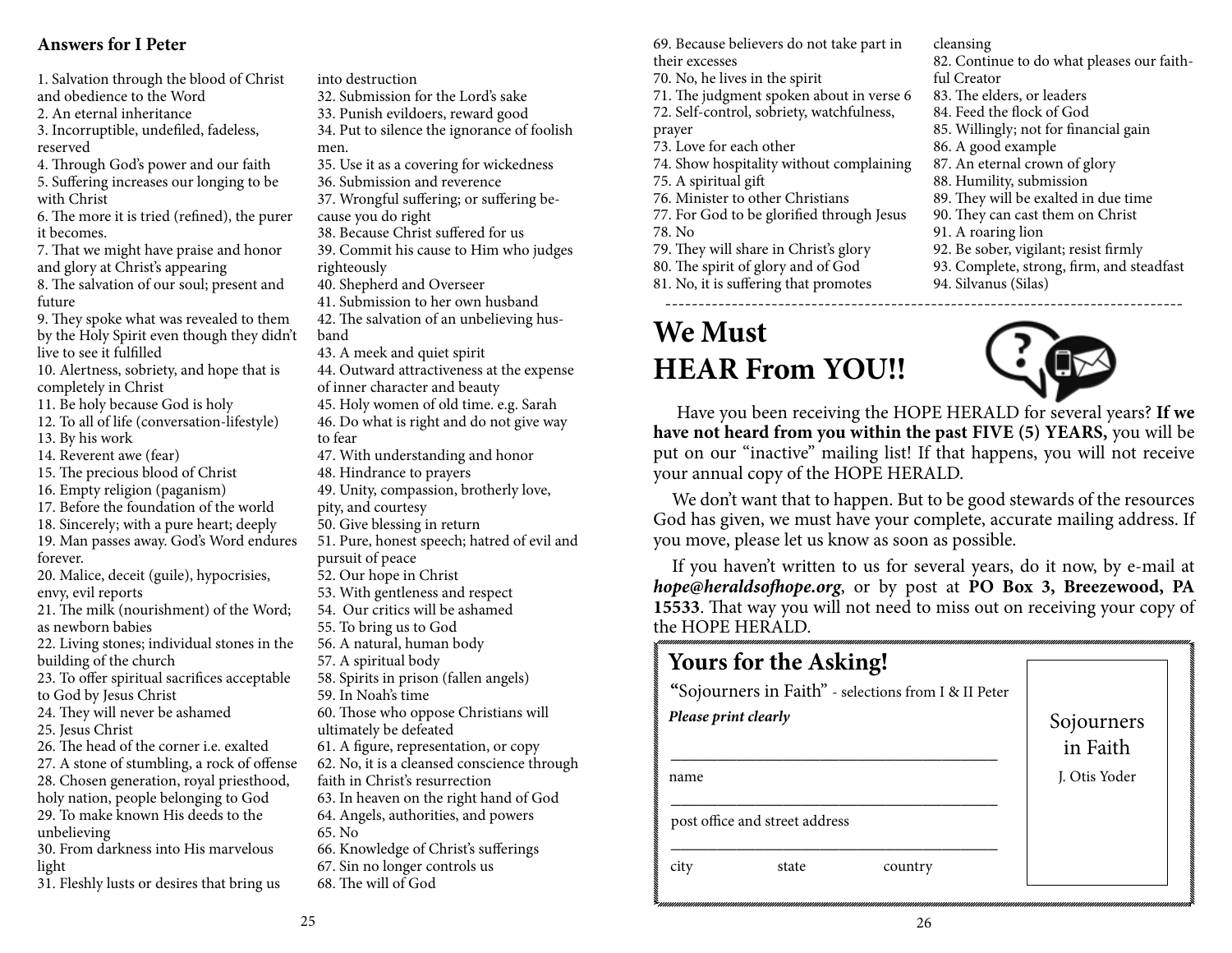**Answers for I Peter**

1. Salvation through the blood of Christ and obedience to the Word
2. An eternal inheritance
3. Incorruptible, undefiled, fadeless, reserved
4. Through God's power and our faith
5. Suffering increases our longing to be with Christ
6. The more it is tried (refined), the purer it becomes.
7. That we might have praise and honor and glory at Christ's appearing
8. The salvation of our soul; present and future
9. They spoke what was revealed to them by the Holy Spirit even though they didn't live to see it fulfilled
10. Alertness, sobriety, and hope that is completely in Christ
11. Be holy because God is holy
12. To all of life (conversation-lifestyle)
13. By his work
14. Reverent awe (fear)
15. The precious blood of Christ
16. Empty religion (paganism)
17. Before the foundation of the world
18. Sincerely; with a pure heart; deeply
19. Man passes away. God's Word endures forever.
20. Malice, deceit (guile), hypocrisies, envy, evil reports
21. The milk (nourishment) of the Word; as newborn babies
22. Living stones; individual stones in the building of the church
23. To offer spiritual sacrifices acceptable to God by Jesus Christ
24. They will never be ashamed
25. Jesus Christ
26. The head of the corner i.e. exalted
27. A stone of stumbling, a rock of offense
28. Chosen generation, royal priesthood, holy nation, people belonging to God
29. To make known His deeds to the unbelieving
30. From darkness into His marvelous light
31. Fleshly lusts or desires that bring us into destruction
32. Submission for the Lord's sake
33. Punish evildoers, reward good
34. Put to silence the ignorance of foolish men.
35. Use it as a covering for wickedness
36. Submission and reverence
37. Wrongful suffering; or suffering because you do right
38. Because Christ suffered for us
39. Commit his cause to Him who judges righteously
40. Shepherd and Overseer
41. Submission to her own husband
42. The salvation of an unbelieving husband
43. A meek and quiet spirit
44. Outward attractiveness at the expense of inner character and beauty
45. Holy women of old time. e.g. Sarah
46. Do what is right and do not give way to fear
47. With understanding and honor
48. Hindrance to prayers
49. Unity, compassion, brotherly love, pity, and courtesy
50. Give blessing in return
51. Pure, honest speech; hatred of evil and pursuit of peace
52. Our hope in Christ
53. With gentleness and respect
54. Our critics will be ashamed
55. To bring us to God
56. A natural, human body
57. A spiritual body
58. Spirits in prison (fallen angels)
59. In Noah's time
60. Those who oppose Christians will ultimately be defeated
61. A figure, representation, or copy
62. No, it is a cleansed conscience through faith in Christ's resurrection
63. In heaven on the right hand of God
64. Angels, authorities, and powers
65. No
66. Knowledge of Christ's sufferings
67. Sin no longer controls us
68. The will of God
69. Because believers do not take part in their excesses
70. No, he lives in the spirit
71. The judgment spoken about in verse 6
72. Self-control, sobriety, watchfulness, prayer
73. Love for each other
74. Show hospitality without complaining
75. A spiritual gift
76. Minister to other Christians
77. For God to be glorified through Jesus
78. No
79. They will share in Christ's glory
80. The spirit of glory and of God
81. No, it is suffering that promotes cleansing
82. Continue to do what pleases our faithful Creator
83. The elders, or leaders
84. Feed the flock of God
85. Willingly; not for financial gain
86. A good example
87. An eternal crown of glory
88. Humility, submission
89. They will be exalted in due time
90. They can cast them on Christ
91. A roaring lion
92. Be sober, vigilant; resist firmly
93. Complete, strong, firm, and steadfast
94. Silvanus (Silas)

---

# We Must HEAR From YOU!!

Have you been receiving the HOPE HERALD for several years? **If we have not heard from you within the past FIVE (5) YEARS,** you will be put on our "inactive" mailing list! If that happens, you will not receive your annual copy of the HOPE HERALD.

We don't want that to happen. But to be good stewards of the resources God has given, we must have your complete, accurate mailing address. If you move, please let us know as soon as possible.

If you haven't written to us for several years, do it now, by e-mail at ***hope@heraldsofhope.org***, or by post at **PO Box 3, Breezewood, PA 15533**. That way you will not need to miss out on receiving your copy of the HOPE HERALD.

## Yours for the Asking!

"Sojourners in Faith" - selections from I & II Peter

***Please print clearly***

\_\_\_\_\_\_\_\_\_\_\_\_\_\_\_\_\_\_\_\_\_\_\_\_\_\_\_\_\_\_\_\_\_\_\_\_\_\_\_\_

name

\_\_\_\_\_\_\_\_\_\_\_\_\_\_\_\_\_\_\_\_\_\_\_\_\_\_\_\_\_\_\_\_\_\_\_\_\_\_\_\_

post office and street address

\_\_\_\_\_\_\_\_\_\_\_\_\_\_\_\_\_\_\_\_\_\_\_\_\_\_\_\_\_\_\_\_\_\_\_\_\_\_\_\_

city state country

Sojourners in Faith

J. Otis Yoder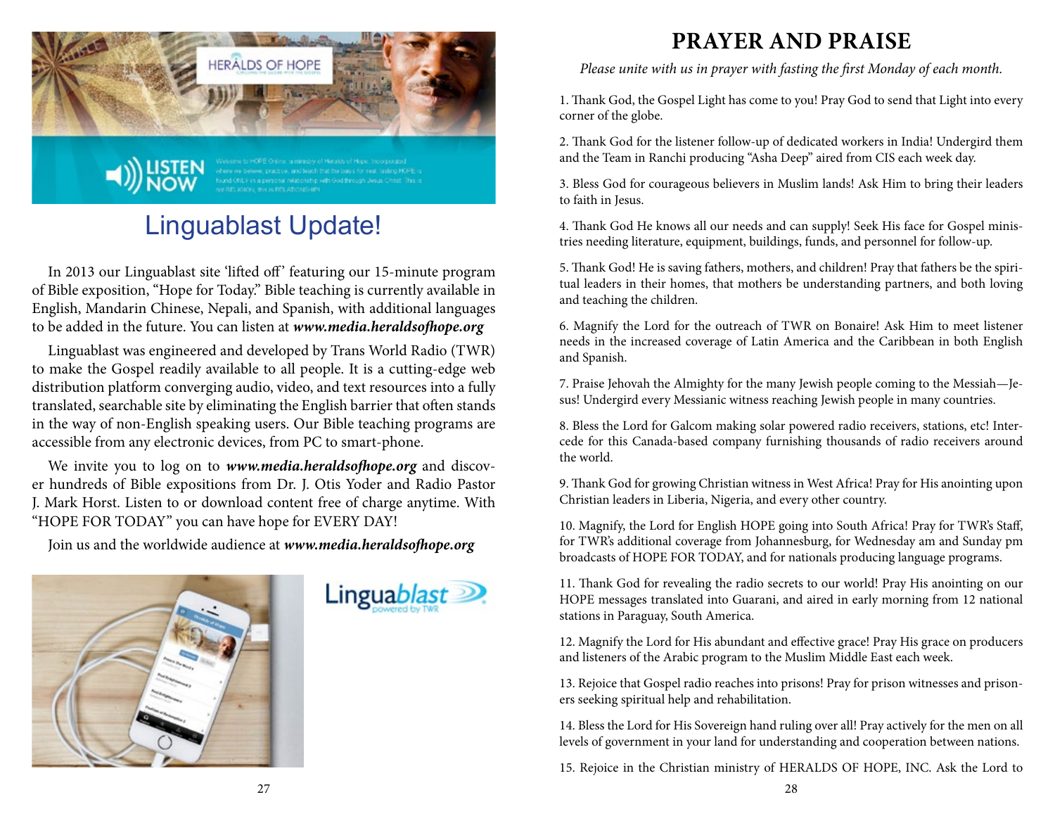## Linguablast Update!

In 2013 our Linguablast site 'lifted off' featuring our 15-minute program of Bible exposition, "Hope for Today." Bible teaching is currently available in English, Mandarin Chinese, Nepali, and Spanish, with additional languages to be added in the future. You can listen at ***www.media.heraldsofhope.org***

Linguablast was engineered and developed by Trans World Radio (TWR) to make the Gospel readily available to all people. It is a cutting-edge web distribution platform converging audio, video, and text resources into a fully translated, searchable site by eliminating the English barrier that often stands in the way of non-English speaking users. Our Bible teaching programs are accessible from any electronic devices, from PC to smart-phone.

We invite you to log on to ***www.media.heraldsofhope.org*** and discover hundreds of Bible expositions from Dr. J. Otis Yoder and Radio Pastor J. Mark Horst. Listen to or download content free of charge anytime. With "HOPE FOR TODAY" you can have hope for EVERY DAY!

Join us and the worldwide audience at ***www.media.heraldsofhope.org***

# PRAYER AND PRAISE

*Please unite with us in prayer with fasting the first Monday of each month.*

1. Thank God, the Gospel Light has come to you! Pray God to send that Light into every corner of the globe.

2. Thank God for the listener follow-up of dedicated workers in India! Undergird them and the Team in Ranchi producing "Asha Deep" aired from CIS each week day.

3. Bless God for courageous believers in Muslim lands! Ask Him to bring their leaders to faith in Jesus.

4. Thank God He knows all our needs and can supply! Seek His face for Gospel ministries needing literature, equipment, buildings, funds, and personnel for follow-up.

5. Thank God! He is saving fathers, mothers, and children! Pray that fathers be the spiritual leaders in their homes, that mothers be understanding partners, and both loving and teaching the children.

6. Magnify the Lord for the outreach of TWR on Bonaire! Ask Him to meet listener needs in the increased coverage of Latin America and the Caribbean in both English and Spanish.

7. Praise Jehovah the Almighty for the many Jewish people coming to the Messiah—Jesus! Undergird every Messianic witness reaching Jewish people in many countries.

8. Bless the Lord for Galcom making solar powered radio receivers, stations, etc! Intercede for this Canada-based company furnishing thousands of radio receivers around the world.

9. Thank God for growing Christian witness in West Africa! Pray for His anointing upon Christian leaders in Liberia, Nigeria, and every other country.

10. Magnify, the Lord for English HOPE going into South Africa! Pray for TWR's Staff, for TWR's additional coverage from Johannesburg, for Wednesday am and Sunday pm broadcasts of HOPE FOR TODAY, and for nationals producing language programs.

11. Thank God for revealing the radio secrets to our world! Pray His anointing on our HOPE messages translated into Guarani, and aired in early morning from 12 national stations in Paraguay, South America.

12. Magnify the Lord for His abundant and effective grace! Pray His grace on producers and listeners of the Arabic program to the Muslim Middle East each week.

13. Rejoice that Gospel radio reaches into prisons! Pray for prison witnesses and prisoners seeking spiritual help and rehabilitation.

14. Bless the Lord for His Sovereign hand ruling over all! Pray actively for the men on all levels of government in your land for understanding and cooperation between nations.

15. Rejoice in the Christian ministry of HERALDS OF HOPE, INC. Ask the Lord to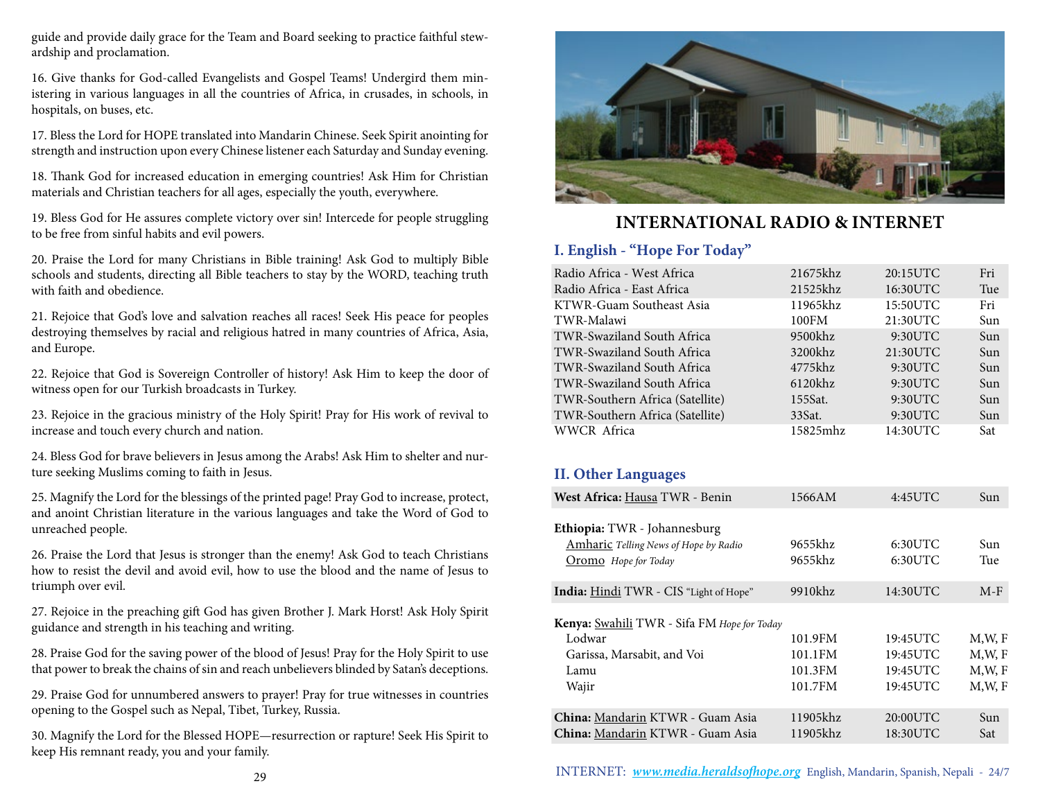guide and provide daily grace for the Team and Board seeking to practice faithful stewardship and proclamation.

16. Give thanks for God-called Evangelists and Gospel Teams! Undergird them ministering in various languages in all the countries of Africa, in crusades, in schools, in hospitals, on buses, etc.

17. Bless the Lord for HOPE translated into Mandarin Chinese. Seek Spirit anointing for strength and instruction upon every Chinese listener each Saturday and Sunday evening.

18. Thank God for increased education in emerging countries! Ask Him for Christian materials and Christian teachers for all ages, especially the youth, everywhere.

19. Bless God for He assures complete victory over sin! Intercede for people struggling to be free from sinful habits and evil powers.

20. Praise the Lord for many Christians in Bible training! Ask God to multiply Bible schools and students, directing all Bible teachers to stay by the WORD, teaching truth with faith and obedience.

21. Rejoice that God's love and salvation reaches all races! Seek His peace for peoples destroying themselves by racial and religious hatred in many countries of Africa, Asia, and Europe.

22. Rejoice that God is Sovereign Controller of history! Ask Him to keep the door of witness open for our Turkish broadcasts in Turkey.

23. Rejoice in the gracious ministry of the Holy Spirit! Pray for His work of revival to increase and touch every church and nation.

24. Bless God for brave believers in Jesus among the Arabs! Ask Him to shelter and nurture seeking Muslims coming to faith in Jesus.

25. Magnify the Lord for the blessings of the printed page! Pray God to increase, protect, and anoint Christian literature in the various languages and take the Word of God to unreached people.

26. Praise the Lord that Jesus is stronger than the enemy! Ask God to teach Christians how to resist the devil and avoid evil, how to use the blood and the name of Jesus to triumph over evil.

27. Rejoice in the preaching gift God has given Brother J. Mark Horst! Ask Holy Spirit guidance and strength in his teaching and writing.

28. Praise God for the saving power of the blood of Jesus! Pray for the Holy Spirit to use that power to break the chains of sin and reach unbelievers blinded by Satan's deceptions.

29. Praise God for unnumbered answers to prayer! Pray for true witnesses in countries opening to the Gospel such as Nepal, Tibet, Turkey, Russia.

30. Magnify the Lord for the Blessed HOPE—resurrection or rapture! Seek His Spirit to keep His remnant ready, you and your family.

# INTERNATIONAL RADIO & INTERNET

## I. English - "Hope For Today"

| | | | |
|---|---|---|---|
| Radio Africa - West Africa | 21675khz | 20:15UTC | Fri |
| Radio Africa - East Africa | 21525khz | 16:30UTC | Tue |
| KTWR-Guam Southeast Asia | 11965khz | 15:50UTC | Fri |
| TWR-Malawi | 100FM | 21:30UTC | Sun |
| TWR-Swaziland South Africa | 9500khz | 9:30UTC | Sun |
| TWR-Swaziland South Africa | 3200khz | 21:30UTC | Sun |
| TWR-Swaziland South Africa | 4775khz | 9:30UTC | Sun |
| TWR-Swaziland South Africa | 6120khz | 9:30UTC | Sun |
| TWR-Southern Africa (Satellite) | 155Sat. | 9:30UTC | Sun |
| TWR-Southern Africa (Satellite) | 33Sat. | 9:30UTC | Sun |
| WWCR Africa | 15825mhz | 14:30UTC | Sat |

## II. Other Languages

| | | | |
|---|---|---|---|
| **West Africa:** Hausa TWR - Benin | 1566AM | 4:45UTC | Sun |
| **Ethiopia:** TWR - Johannesburg | | | |
| Amharic *Telling News of Hope by Radio* | 9655khz | 6:30UTC | Sun |
| Oromo *Hope for Today* | 9655khz | 6:30UTC | Tue |
| **India:** Hindi TWR - CIS "Light of Hope" | 9910khz | 14:30UTC | M-F |
| **Kenya:** Swahili TWR - Sifa FM *Hope for Today* | | | |
| Lodwar | 101.9FM | 19:45UTC | M,W, F |
| Garissa, Marsabit, and Voi | 101.1FM | 19:45UTC | M,W, F |
| Lamu | 101.3FM | 19:45UTC | M,W, F |
| Wajir | 101.7FM | 19:45UTC | M,W, F |
| **China:** Mandarin KTWR - Guam Asia | 11905khz | 20:00UTC | Sun |
| **China:** Mandarin KTWR - Guam Asia | 11905khz | 18:30UTC | Sat |

INTERNET: ***www.media.heraldsofhope.org*** English, Mandarin, Spanish, Nepali - 24/7